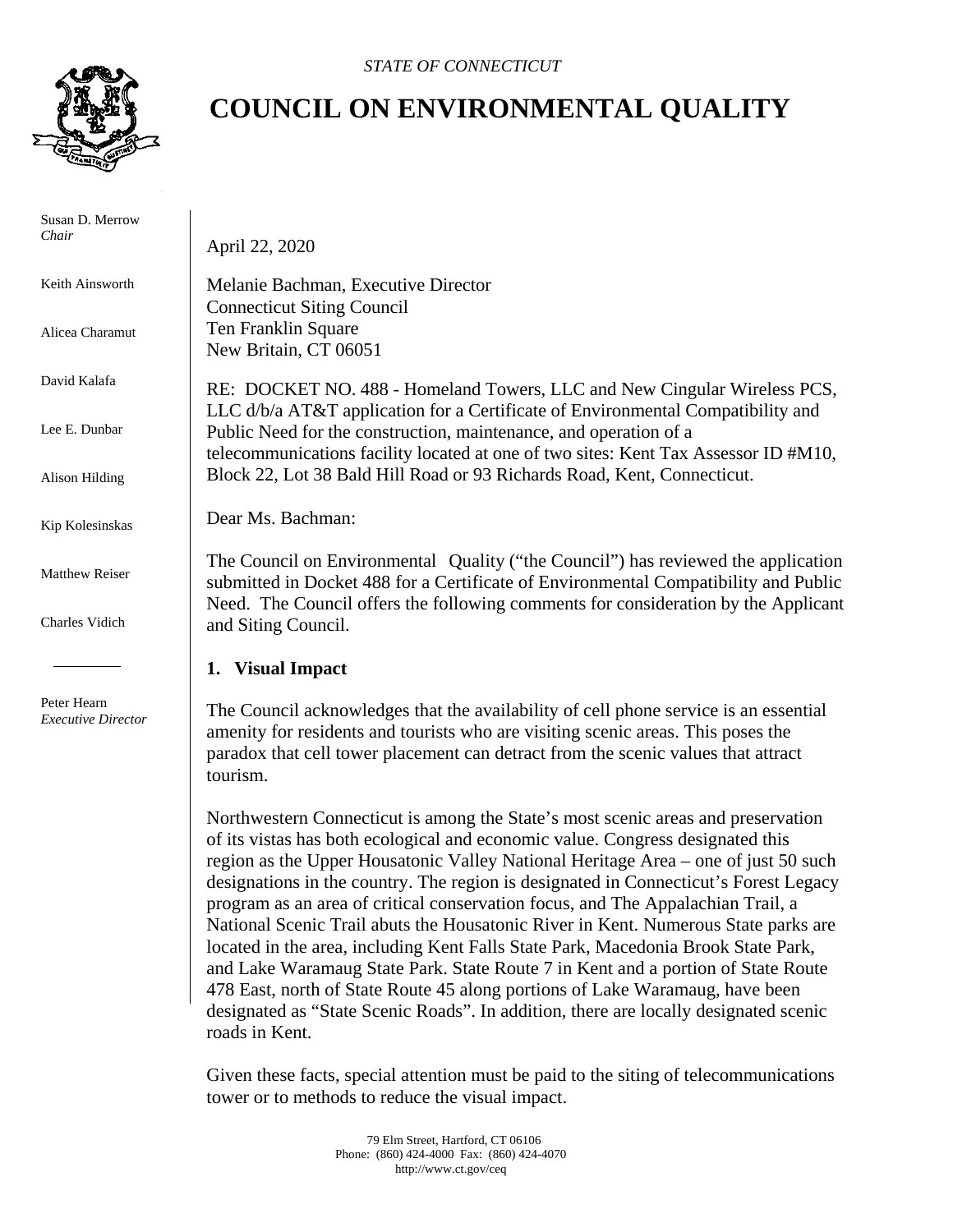*STATE OF CONNECTICUT*

# COUNCIL ON ENVIRONMENTAL QUALITY

Susan D. Merrow
*Chair*

Keith Ainsworth

Alicea Charamut

David Kalafa

Lee E. Dunbar

Alison Hilding

Kip Kolesinskas

Matthew Reiser

Charles Vidich

Peter Hearn
*Executive Director*

April 22, 2020

Melanie Bachman, Executive Director
Connecticut Siting Council
Ten Franklin Square
New Britain, CT 06051

RE: DOCKET NO. 488 - Homeland Towers, LLC and New Cingular Wireless PCS, LLC d/b/a AT&T application for a Certificate of Environmental Compatibility and Public Need for the construction, maintenance, and operation of a telecommunications facility located at one of two sites: Kent Tax Assessor ID #M10, Block 22, Lot 38 Bald Hill Road or 93 Richards Road, Kent, Connecticut.

Dear Ms. Bachman:

The Council on Environmental Quality ("the Council") has reviewed the application submitted in Docket 488 for a Certificate of Environmental Compatibility and Public Need. The Council offers the following comments for consideration by the Applicant and Siting Council.

## 1. Visual Impact

The Council acknowledges that the availability of cell phone service is an essential amenity for residents and tourists who are visiting scenic areas. This poses the paradox that cell tower placement can detract from the scenic values that attract tourism.

Northwestern Connecticut is among the State's most scenic areas and preservation of its vistas has both ecological and economic value. Congress designated this region as the Upper Housatonic Valley National Heritage Area – one of just 50 such designations in the country. The region is designated in Connecticut's Forest Legacy program as an area of critical conservation focus, and The Appalachian Trail, a National Scenic Trail abuts the Housatonic River in Kent. Numerous State parks are located in the area, including Kent Falls State Park, Macedonia Brook State Park, and Lake Waramaug State Park. State Route 7 in Kent and a portion of State Route 478 East, north of State Route 45 along portions of Lake Waramaug, have been designated as "State Scenic Roads". In addition, there are locally designated scenic roads in Kent.

Given these facts, special attention must be paid to the siting of telecommunications tower or to methods to reduce the visual impact.

79 Elm Street, Hartford, CT 06106
Phone: (860) 424-4000 Fax: (860) 424-4070
http://www.ct.gov/ceq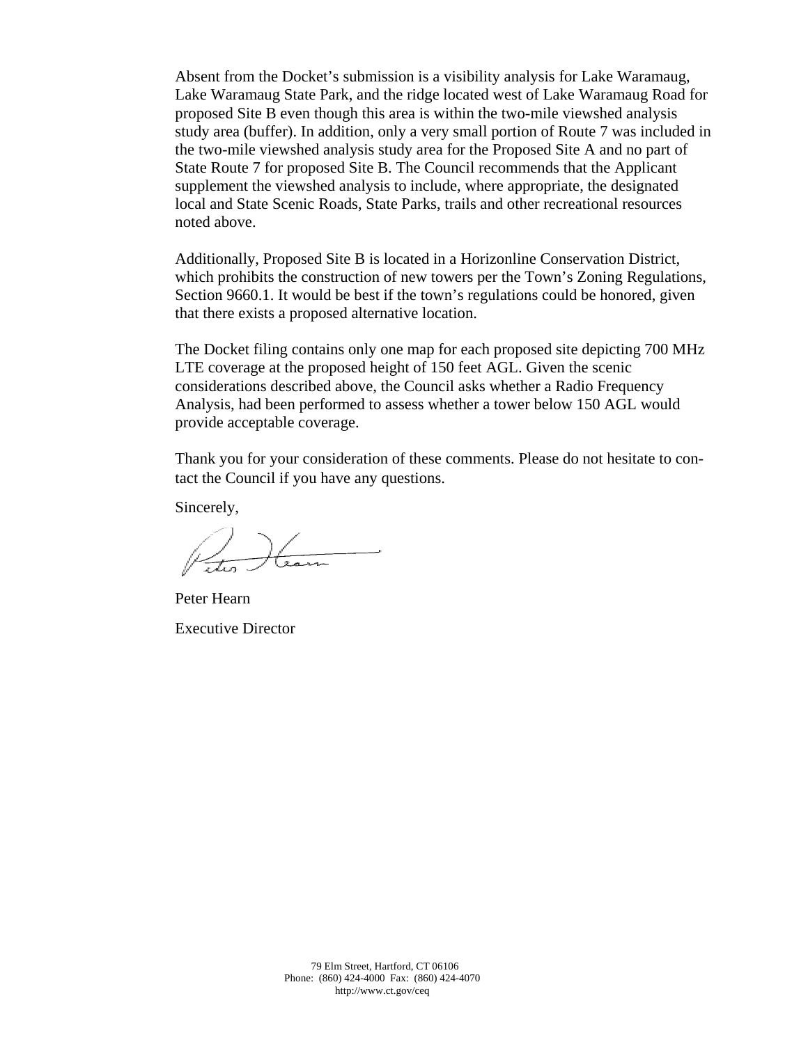Absent from the Docket's submission is a visibility analysis for Lake Waramaug, Lake Waramaug State Park, and the ridge located west of Lake Waramaug Road for proposed Site B even though this area is within the two-mile viewshed analysis study area (buffer). In addition, only a very small portion of Route 7 was included in the two-mile viewshed analysis study area for the Proposed Site A and no part of State Route 7 for proposed Site B. The Council recommends that the Applicant supplement the viewshed analysis to include, where appropriate, the designated local and State Scenic Roads, State Parks, trails and other recreational resources noted above.

Additionally, Proposed Site B is located in a Horizonline Conservation District, which prohibits the construction of new towers per the Town's Zoning Regulations, Section 9660.1. It would be best if the town's regulations could be honored, given that there exists a proposed alternative location.

The Docket filing contains only one map for each proposed site depicting 700 MHz LTE coverage at the proposed height of 150 feet AGL. Given the scenic considerations described above, the Council asks whether a Radio Frequency Analysis, had been performed to assess whether a tower below 150 AGL would provide acceptable coverage.

Thank you for your consideration of these comments. Please do not hesitate to contact the Council if you have any questions.

Sincerely,

Peter Hearn

Executive Director

79 Elm Street, Hartford, CT 06106
Phone: (860) 424-4000 Fax: (860) 424-4070
http://www.ct.gov/ceq